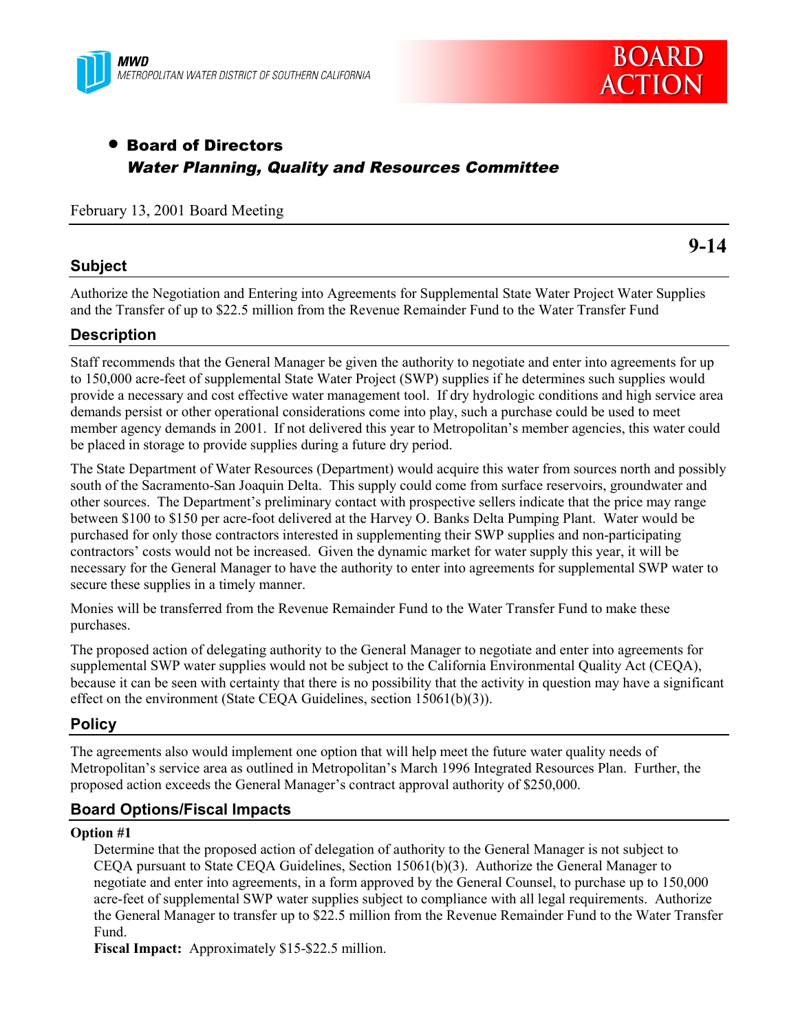MWD
METROPOLITAN WATER DISTRICT OF SOUTHERN CALIFORNIA

BOARD ACTION

- **Board of Directors**
  ***Water Planning, Quality and Resources Committee***

February 13, 2001 Board Meeting

**9-14**

## Subject

Authorize the Negotiation and Entering into Agreements for Supplemental State Water Project Water Supplies and the Transfer of up to $22.5 million from the Revenue Remainder Fund to the Water Transfer Fund

## Description

Staff recommends that the General Manager be given the authority to negotiate and enter into agreements for up to 150,000 acre-feet of supplemental State Water Project (SWP) supplies if he determines such supplies would provide a necessary and cost effective water management tool. If dry hydrologic conditions and high service area demands persist or other operational considerations come into play, such a purchase could be used to meet member agency demands in 2001. If not delivered this year to Metropolitan's member agencies, this water could be placed in storage to provide supplies during a future dry period.

The State Department of Water Resources (Department) would acquire this water from sources north and possibly south of the Sacramento-San Joaquin Delta. This supply could come from surface reservoirs, groundwater and other sources. The Department's preliminary contact with prospective sellers indicate that the price may range between $100 to $150 per acre-foot delivered at the Harvey O. Banks Delta Pumping Plant. Water would be purchased for only those contractors interested in supplementing their SWP supplies and non-participating contractors' costs would not be increased. Given the dynamic market for water supply this year, it will be necessary for the General Manager to have the authority to enter into agreements for supplemental SWP water to secure these supplies in a timely manner.

Monies will be transferred from the Revenue Remainder Fund to the Water Transfer Fund to make these purchases.

The proposed action of delegating authority to the General Manager to negotiate and enter into agreements for supplemental SWP water supplies would not be subject to the California Environmental Quality Act (CEQA), because it can be seen with certainty that there is no possibility that the activity in question may have a significant effect on the environment (State CEQA Guidelines, section 15061(b)(3)).

## Policy

The agreements also would implement one option that will help meet the future water quality needs of Metropolitan's service area as outlined in Metropolitan's March 1996 Integrated Resources Plan. Further, the proposed action exceeds the General Manager's contract approval authority of $250,000.

## Board Options/Fiscal Impacts

**Option #1**

Determine that the proposed action of delegation of authority to the General Manager is not subject to CEQA pursuant to State CEQA Guidelines, Section 15061(b)(3). Authorize the General Manager to negotiate and enter into agreements, in a form approved by the General Counsel, to purchase up to 150,000 acre-feet of supplemental SWP water supplies subject to compliance with all legal requirements. Authorize the General Manager to transfer up to $22.5 million from the Revenue Remainder Fund to the Water Transfer Fund.

**Fiscal Impact:** Approximately $15-$22.5 million.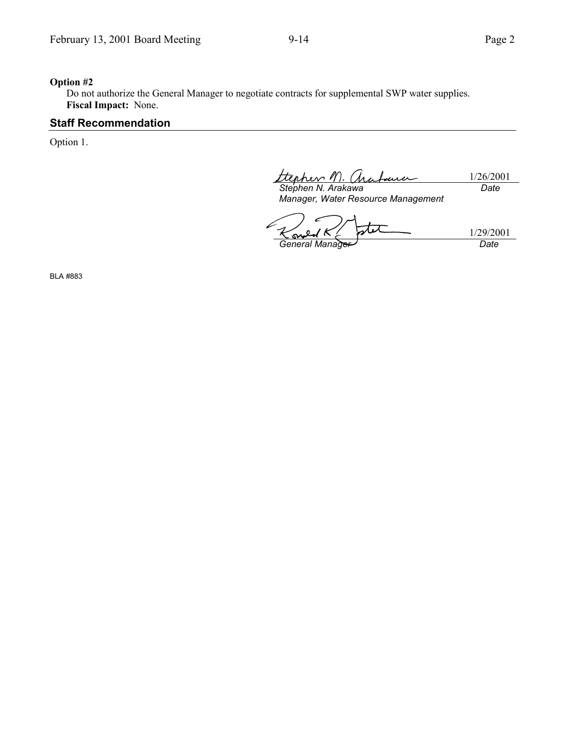**Option #2**

Do not authorize the General Manager to negotiate contracts for supplemental SWP water supplies.
**Fiscal Impact:** None.

## Staff Recommendation

Option 1.

| | |
|---|---|
| *Stephen N. Arakawa* | 1/26/2001 |
| *Manager, Water Resource Management* | *Date* |

| | |
|---|---|
| *General Manager* | 1/29/2001 |
| | *Date* |

BLA #883